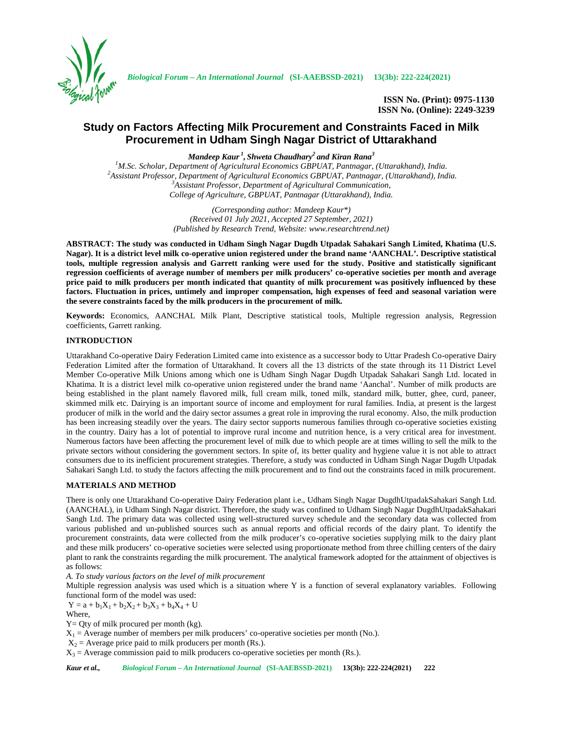# Study on Factors Affecting Milk Procurement and Constraints Faced in Milk Procurement in Udham Singh Nagar District of Uttarakhand

*Mandeep Kaur [1], Shweta Chaudhary[2] and Kiran Rana[3]*

[1]M.Sc. Scholar, Department of Agricultural Economics GBPUAT, Pantnagar, (Uttarakhand), India.
[2]Assistant Professor, Department of Agricultural Economics GBPUAT, Pantnagar, (Uttarakhand), India.
[3]Assistant Professor, Department of Agricultural Communication, College of Agriculture, GBPUAT, Pantnagar (Uttarakhand), India.

*(Corresponding author: Mandeep Kaur\*)*
*(Received 01 July 2021, Accepted 27 September, 2021)*
*(Published by Research Trend, Website: www.researchtrend.net)*

**ABSTRACT: The study was conducted in Udham Singh Nagar Dugdh Utpadak Sahakari Sangh Limited, Khatima (U.S. Nagar). It is a district level milk co-operative union registered under the brand name 'AANCHAL'. Descriptive statistical tools, multiple regression analysis and Garrett ranking were used for the study. Positive and statistically significant regression coefficients of average number of members per milk producers' co-operative societies per month and average price paid to milk producers per month indicated that quantity of milk procurement was positively influenced by these factors. Fluctuation in prices, untimely and improper compensation, high expenses of feed and seasonal variation were the severe constraints faced by the milk producers in the procurement of milk.**

**Keywords:** Economics, AANCHAL Milk Plant, Descriptive statistical tools, Multiple regression analysis, Regression coefficients, Garrett ranking.

## INTRODUCTION

Uttarakhand Co-operative Dairy Federation Limited came into existence as a successor body to Uttar Pradesh Co-operative Dairy Federation Limited after the formation of Uttarakhand. It covers all the 13 districts of the state through its 11 District Level Member Co-operative Milk Unions among which one is Udham Singh Nagar Dugdh Utpadak Sahakari Sangh Ltd. located in Khatima. It is a district level milk co-operative union registered under the brand name 'Aanchal'. Number of milk products are being established in the plant namely flavored milk, full cream milk, toned milk, standard milk, butter, ghee, curd, paneer, skimmed milk etc. Dairying is an important source of income and employment for rural families. India, at present is the largest producer of milk in the world and the dairy sector assumes a great role in improving the rural economy. Also, the milk production has been increasing steadily over the years. The dairy sector supports numerous families through co-operative societies existing in the country. Dairy has a lot of potential to improve rural income and nutrition hence, is a very critical area for investment. Numerous factors have been affecting the procurement level of milk due to which people are at times willing to sell the milk to the private sectors without considering the government sectors. In spite of, its better quality and hygiene value it is not able to attract consumers due to its inefficient procurement strategies. Therefore, a study was conducted in Udham Singh Nagar Dugdh Utpadak Sahakari Sangh Ltd. to study the factors affecting the milk procurement and to find out the constraints faced in milk procurement.

## MATERIALS AND METHOD

There is only one Uttarakhand Co-operative Dairy Federation plant i.e., Udham Singh Nagar DugdhUtpadakSahakari Sangh Ltd. (AANCHAL), in Udham Singh Nagar district. Therefore, the study was confined to Udham Singh Nagar DugdhUtpadakSahakari Sangh Ltd. The primary data was collected using well-structured survey schedule and the secondary data was collected from various published and un-published sources such as annual reports and official records of the dairy plant. To identify the procurement constraints, data were collected from the milk producer's co-operative societies supplying milk to the dairy plant and these milk producers' co-operative societies were selected using proportionate method from three chilling centers of the dairy plant to rank the constraints regarding the milk procurement. The analytical framework adopted for the attainment of objectives is as follows:

*A. To study various factors on the level of milk procurement*

Multiple regression analysis was used which is a situation where Y is a function of several explanatory variables. Following functional form of the model was used:

$$Y = a + b_1X_1 + b_2X_2 + b_3X_3 + b_4X_4 + U$$

Where,

Y= Qty of milk procured per month (kg).

$X_1$ = Average number of members per milk producers' co-operative societies per month (No.).

$X_2$ = Average price paid to milk producers per month (Rs.).

$X_3$ = Average commission paid to milk producers co-operative societies per month (Rs.).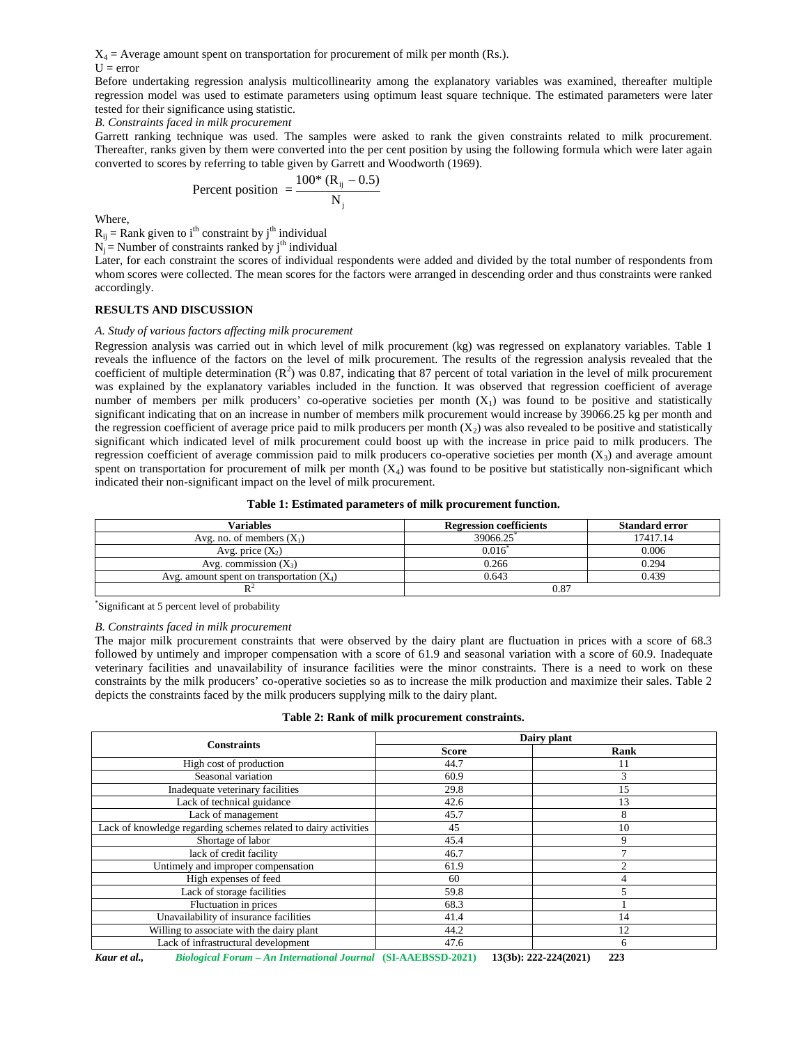$X_4$ = Average amount spent on transportation for procurement of milk per month (Rs.).

U = error

Before undertaking regression analysis multicollinearity among the explanatory variables was examined, thereafter multiple regression model was used to estimate parameters using optimum least square technique. The estimated parameters were later tested for their significance using statistic.

*B. Constraints faced in milk procurement*

Garrett ranking technique was used. The samples were asked to rank the given constraints related to milk procurement. Thereafter, ranks given by them were converted into the per cent position by using the following formula which were later again converted to scores by referring to table given by Garrett and Woodworth (1969).

$$\text{Percent position} = \frac{100*(R_{ij} - 0.5)}{N_j}$$

Where,

$R_{ij}$ = Rank given to $i^{th}$ constraint by $j^{th}$ individual

$N_j$ = Number of constraints ranked by $j^{th}$ individual

Later, for each constraint the scores of individual respondents were added and divided by the total number of respondents from whom scores were collected. The mean scores for the factors were arranged in descending order and thus constraints were ranked accordingly.

## RESULTS AND DISCUSSION

*A. Study of various factors affecting milk procurement*

Regression analysis was carried out in which level of milk procurement (kg) was regressed on explanatory variables. Table 1 reveals the influence of the factors on the level of milk procurement. The results of the regression analysis revealed that the coefficient of multiple determination ($R^2$) was 0.87, indicating that 87 percent of total variation in the level of milk procurement was explained by the explanatory variables included in the function. It was observed that regression coefficient of average number of members per milk producers' co-operative societies per month ($X_1$) was found to be positive and statistically significant indicating that on an increase in number of members milk procurement would increase by 39066.25 kg per month and the regression coefficient of average price paid to milk producers per month ($X_2$) was also revealed to be positive and statistically significant which indicated level of milk procurement could boost up with the increase in price paid to milk producers. The regression coefficient of average commission paid to milk producers co-operative societies per month ($X_3$) and average amount spent on transportation for procurement of milk per month ($X_4$) was found to be positive but statistically non-significant which indicated their non-significant impact on the level of milk procurement.

**Table 1: Estimated parameters of milk procurement function.**

| Variables | Regression coefficients | Standard error |
|---|---|---|
| Avg. no. of members ($X_1$) | 39066.25* | 17417.14 |
| Avg. price ($X_2$) | 0.016* | 0.006 |
| Avg. commission ($X_3$) | 0.266 | 0.294 |
| Avg. amount spent on transportation ($X_4$) | 0.643 | 0.439 |
| $R^2$ | 0.87 | |

*Significant at 5 percent level of probability

*B. Constraints faced in milk procurement*

The major milk procurement constraints that were observed by the dairy plant are fluctuation in prices with a score of 68.3 followed by untimely and improper compensation with a score of 61.9 and seasonal variation with a score of 60.9. Inadequate veterinary facilities and unavailability of insurance facilities were the minor constraints. There is a need to work on these constraints by the milk producers' co-operative societies so as to increase the milk production and maximize their sales. Table 2 depicts the constraints faced by the milk producers supplying milk to the dairy plant.

**Table 2: Rank of milk procurement constraints.**

| Constraints | Dairy plant | |
|---|---|---|
| | Score | Rank |
| High cost of production | 44.7 | 11 |
| Seasonal variation | 60.9 | 3 |
| Inadequate veterinary facilities | 29.8 | 15 |
| Lack of technical guidance | 42.6 | 13 |
| Lack of management | 45.7 | 8 |
| Lack of knowledge regarding schemes related to dairy activities | 45 | 10 |
| Shortage of labor | 45.4 | 9 |
| lack of credit facility | 46.7 | 7 |
| Untimely and improper compensation | 61.9 | 2 |
| High expenses of feed | 60 | 4 |
| Lack of storage facilities | 59.8 | 5 |
| Fluctuation in prices | 68.3 | 1 |
| Unavailability of insurance facilities | 41.4 | 14 |
| Willing to associate with the dairy plant | 44.2 | 12 |
| Lack of infrastructural development | 47.6 | 6 |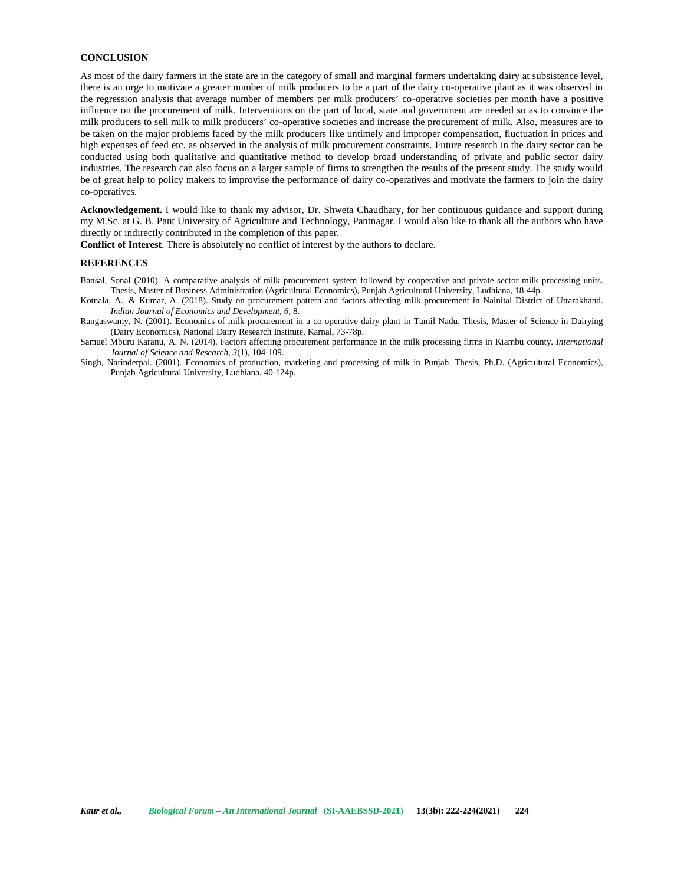## CONCLUSION

As most of the dairy farmers in the state are in the category of small and marginal farmers undertaking dairy at subsistence level, there is an urge to motivate a greater number of milk producers to be a part of the dairy co-operative plant as it was observed in the regression analysis that average number of members per milk producers' co-operative societies per month have a positive influence on the procurement of milk. Interventions on the part of local, state and government are needed so as to convince the milk producers to sell milk to milk producers' co-operative societies and increase the procurement of milk. Also, measures are to be taken on the major problems faced by the milk producers like untimely and improper compensation, fluctuation in prices and high expenses of feed etc. as observed in the analysis of milk procurement constraints. Future research in the dairy sector can be conducted using both qualitative and quantitative method to develop broad understanding of private and public sector dairy industries. The research can also focus on a larger sample of firms to strengthen the results of the present study. The study would be of great help to policy makers to improvise the performance of dairy co-operatives and motivate the farmers to join the dairy co-operatives.

**Acknowledgement.** I would like to thank my advisor, Dr. Shweta Chaudhary, for her continuous guidance and support during my M.Sc. at G. B. Pant University of Agriculture and Technology, Pantnagar. I would also like to thank all the authors who have directly or indirectly contributed in the completion of this paper.

**Conflict of Interest**. There is absolutely no conflict of interest by the authors to declare.

## REFERENCES

Bansal, Sonal (2010). A comparative analysis of milk procurement system followed by cooperative and private sector milk processing units. Thesis, Master of Business Administration (Agricultural Economics), Punjab Agricultural University, Ludhiana, 18-44p.

Kotnala, A., & Kumar, A. (2018). Study on procurement pattern and factors affecting milk procurement in Nainital District of Uttarakhand. *Indian Journal of Economics and Development, 6*, 8.

Rangaswamy, N. (2001). Economics of milk procurement in a co-operative dairy plant in Tamil Nadu. Thesis, Master of Science in Dairying (Dairy Economics), National Dairy Research Institute, Karnal, 73-78p.

Samuel Mburu Karanu, A. N. (2014). Factors affecting procurement performance in the milk processing firms in Kiambu county. *International Journal of Science and Research, 3*(1), 104-109.

Singh, Narinderpal. (2001). Economics of production, marketing and processing of milk in Punjab. Thesis, Ph.D. (Agricultural Economics), Punjab Agricultural University, Ludhiana, 40-124p.